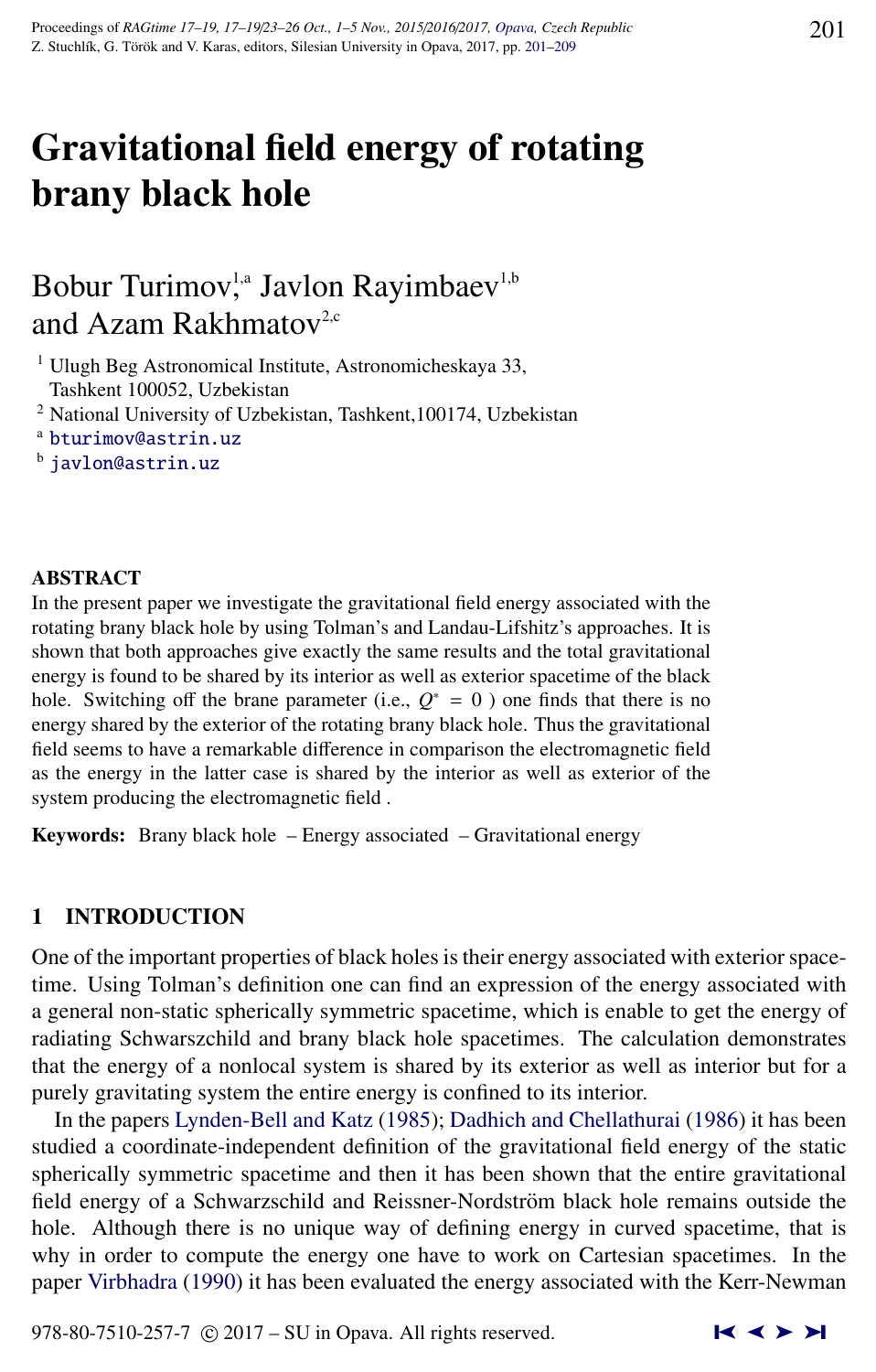# Gravitational field energy of rotating brany black hole

Bobur Turimov,[1,a] Javlon Rayimbaev[1,b] and Azam Rakhmatov[2,c]

[1] Ulugh Beg Astronomical Institute, Astronomicheskaya 33, Tashkent 100052, Uzbekistan

[2] National University of Uzbekistan, Tashkent,100174, Uzbekistan

[a] bturimov@astrin.uz

[b] javlon@astrin.uz

## ABSTRACT

In the present paper we investigate the gravitational field energy associated with the rotating brany black hole by using Tolman's and Landau-Lifshitz's approaches. It is shown that both approaches give exactly the same results and the total gravitational energy is found to be shared by its interior as well as exterior spacetime of the black hole. Switching off the brane parameter (i.e., $Q^* = 0$ ) one finds that there is no energy shared by the exterior of the rotating brany black hole. Thus the gravitational field seems to have a remarkable difference in comparison the electromagnetic field as the energy in the latter case is shared by the interior as well as exterior of the system producing the electromagnetic field .

**Keywords:** Brany black hole – Energy associated – Gravitational energy

## 1 INTRODUCTION

One of the important properties of black holes is their energy associated with exterior spacetime. Using Tolman's definition one can find an expression of the energy associated with a general non-static spherically symmetric spacetime, which is enable to get the energy of radiating Schwarszchild and brany black hole spacetimes. The calculation demonstrates that the energy of a nonlocal system is shared by its exterior as well as interior but for a purely gravitating system the entire energy is confined to its interior.

In the papers Lynden-Bell and Katz (1985); Dadhich and Chellathurai (1986) it has been studied a coordinate-independent definition of the gravitational field energy of the static spherically symmetric spacetime and then it has been shown that the entire gravitational field energy of a Schwarzschild and Reissner-Nordström black hole remains outside the hole. Although there is no unique way of defining energy in curved spacetime, that is why in order to compute the energy one have to work on Cartesian spacetimes. In the paper Virbhadra (1990) it has been evaluated the energy associated with the Kerr-Newman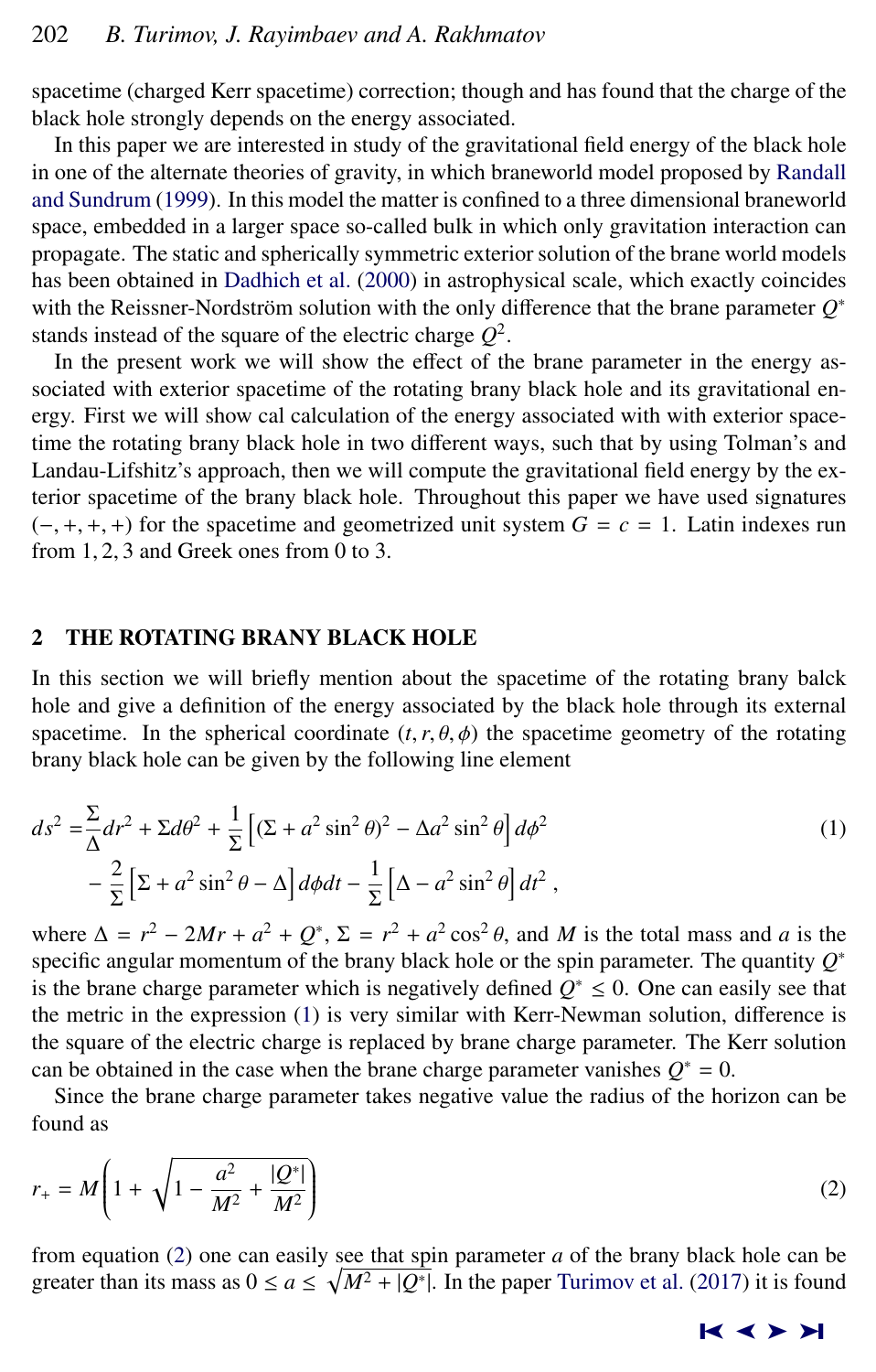spacetime (charged Kerr spacetime) correction; though and has found that the charge of the black hole strongly depends on the energy associated.

In this paper we are interested in study of the gravitational field energy of the black hole in one of the alternate theories of gravity, in which braneworld model proposed by Randall and Sundrum (1999). In this model the matter is confined to a three dimensional braneworld space, embedded in a larger space so-called bulk in which only gravitation interaction can propagate. The static and spherically symmetric exterior solution of the brane world models has been obtained in Dadhich et al. (2000) in astrophysical scale, which exactly coincides with the Reissner-Nordström solution with the only difference that the brane parameter $Q^*$ stands instead of the square of the electric charge $Q^2$.

In the present work we will show the effect of the brane parameter in the energy associated with exterior spacetime of the rotating brany black hole and its gravitational energy. First we will show cal calculation of the energy associated with with exterior spacetime the rotating brany black hole in two different ways, such that by using Tolman's and Landau-Lifshitz's approach, then we will compute the gravitational field energy by the exterior spacetime of the brany black hole. Throughout this paper we have used signatures $(-,+,+,+)$ for the spacetime and geometrized unit system $G = c = 1$. Latin indexes run from $1, 2, 3$ and Greek ones from 0 to 3.

## 2 THE ROTATING BRANY BLACK HOLE

In this section we will briefly mention about the spacetime of the rotating brany balck hole and give a definition of the energy associated by the black hole through its external spacetime. In the spherical coordinate $(t, r, \theta, \phi)$ the spacetime geometry of the rotating brany black hole can be given by the following line element

$$
\begin{aligned}
ds^2 =& \frac{\Sigma}{\Delta}dr^2 + \Sigma d\theta^2 + \frac{1}{\Sigma}\left[(\Sigma + a^2\sin^2\theta)^2 - \Delta a^2 \sin^2\theta\right] d\phi^2 \\
&- \frac{2}{\Sigma}\left[\Sigma + a^2\sin^2\theta - \Delta\right] d\phi dt - \frac{1}{\Sigma}\left[\Delta - a^2\sin^2\theta\right] dt^2 ,
\end{aligned}
\tag{1}
$$

where $\Delta = r^2 - 2Mr + a^2 + Q^*$, $\Sigma = r^2 + a^2\cos^2\theta$, and $M$ is the total mass and $a$ is the specific angular momentum of the brany black hole or the spin parameter. The quantity $Q^*$ is the brane charge parameter which is negatively defined $Q^* \leq 0$. One can easily see that the metric in the expression (1) is very similar with Kerr-Newman solution, difference is the square of the electric charge is replaced by brane charge parameter. The Kerr solution can be obtained in the case when the brane charge parameter vanishes $Q^* = 0$.

Since the brane charge parameter takes negative value the radius of the horizon can be found as

$$
r_+ = M\left(1 + \sqrt{1 - \frac{a^2}{M^2} + \frac{|Q^*|}{M^2}}\right)
\tag{2}
$$

from equation (2) one can easily see that spin parameter $a$ of the brany black hole can be greater than its mass as $0 \leq a \leq \sqrt{M^2 + |Q^*|}$. In the paper Turimov et al. (2017) it is found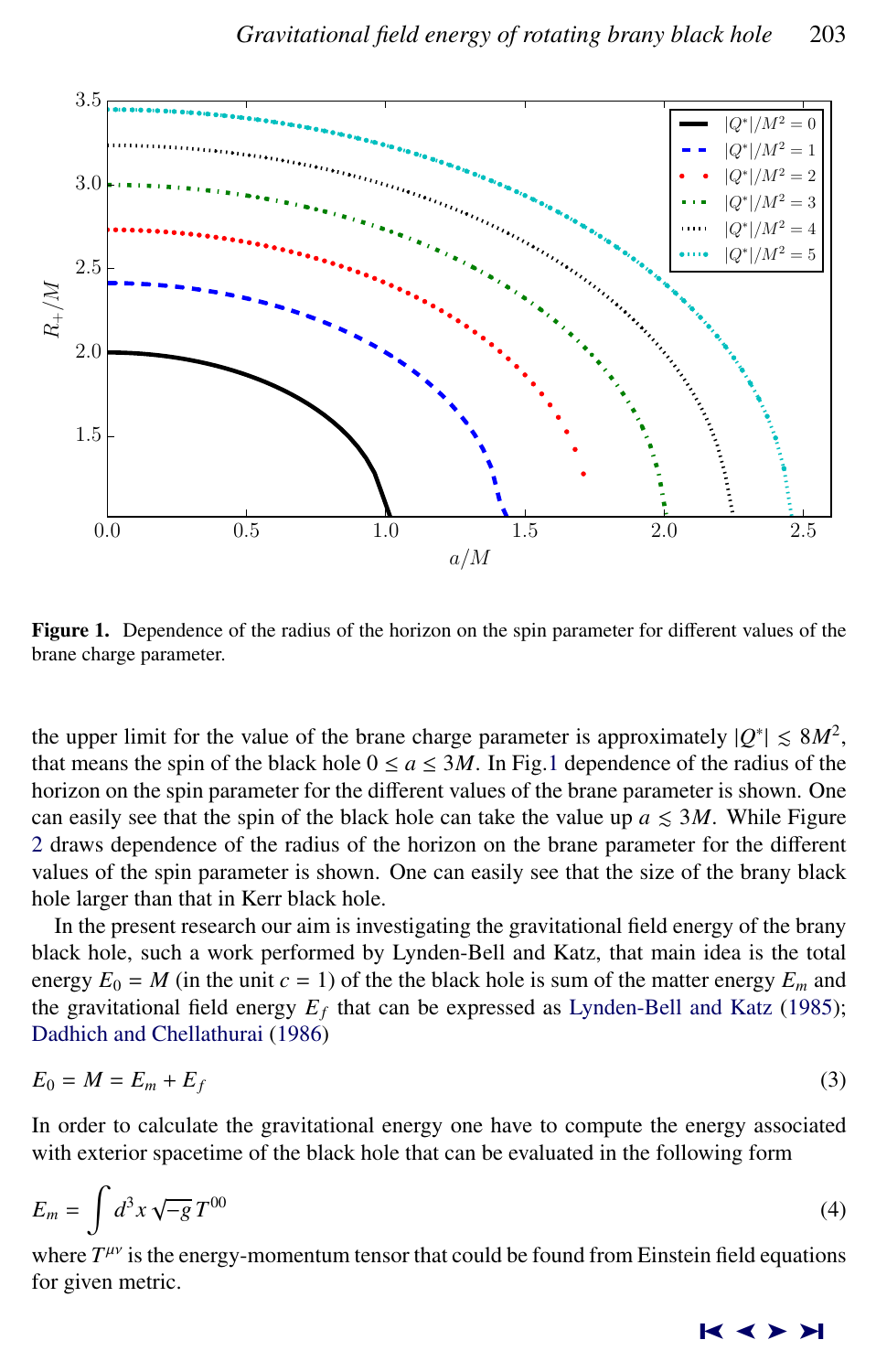**Figure 1.** Dependence of the radius of the horizon on the spin parameter for different values of the brane charge parameter.

the upper limit for the value of the brane charge parameter is approximately $|Q^*| \lesssim 8M^2$, that means the spin of the black hole $0 \leq a \leq 3M$. In Fig.1 dependence of the radius of the horizon on the spin parameter for the different values of the brane parameter is shown. One can easily see that the spin of the black hole can take the value up $a \lesssim 3M$. While Figure 2 draws dependence of the radius of the horizon on the brane parameter for the different values of the spin parameter is shown. One can easily see that the size of the brany black hole larger than that in Kerr black hole.

In the present research our aim is investigating the gravitational field energy of the brany black hole, such a work performed by Lynden-Bell and Katz, that main idea is the total energy $E_0 = M$ (in the unit $c = 1$) of the the black hole is sum of the matter energy $E_m$ and the gravitational field energy $E_f$ that can be expressed as Lynden-Bell and Katz (1985); Dadhich and Chellathurai (1986)

$$E_0 = M = E_m + E_f \tag{3}$$

In order to calculate the gravitational energy one have to compute the energy associated with exterior spacetime of the black hole that can be evaluated in the following form

$$E_m = \int d^3x \sqrt{-g}\, T^{00} \tag{4}$$

where $T^{\mu\nu}$ is the energy-momentum tensor that could be found from Einstein field equations for given metric.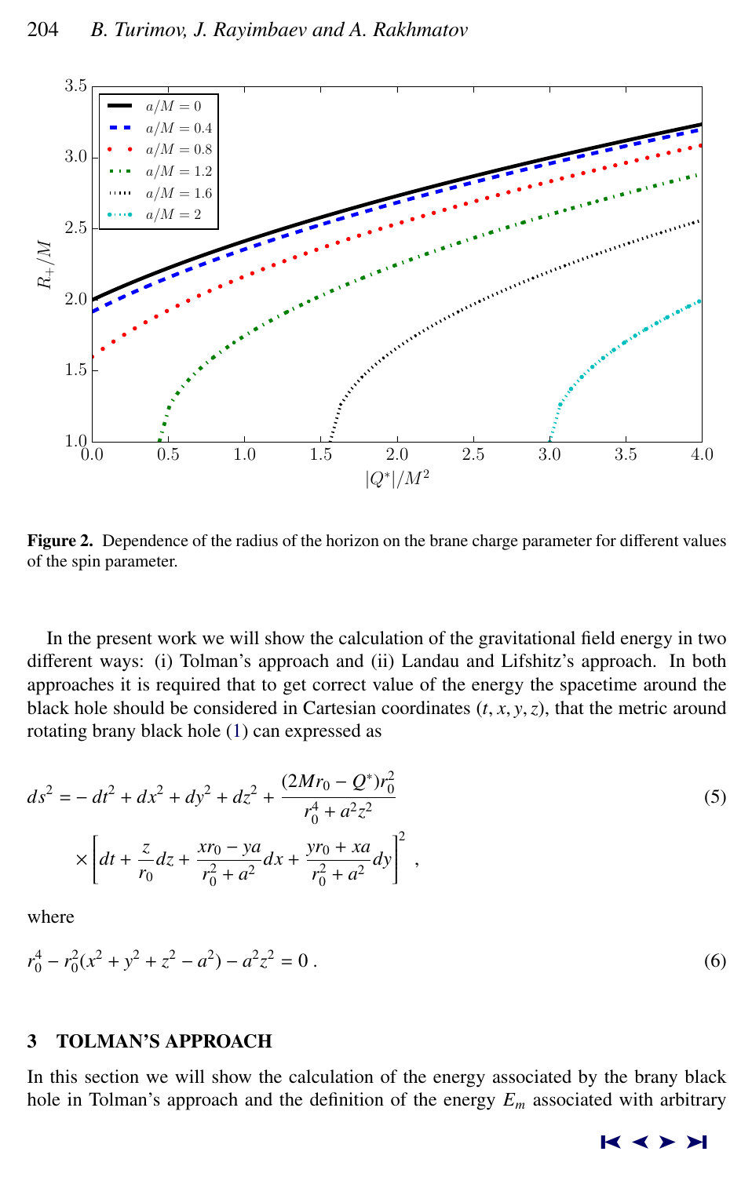**Figure 2.** Dependence of the radius of the horizon on the brane charge parameter for different values of the spin parameter.

In the present work we will show the calculation of the gravitational field energy in two different ways: (i) Tolman's approach and (ii) Landau and Lifshitz's approach. In both approaches it is required that to get correct value of the energy the spacetime around the black hole should be considered in Cartesian coordinates $(t, x, y, z)$, that the metric around rotating brany black hole (1) can expressed as

$$ds^2 = -dt^2 + dx^2 + dy^2 + dz^2 + \frac{(2Mr_0 - Q^*)r_0^2}{r_0^4 + a^2z^2} \times \left[dt + \frac{z}{r_0}dz + \frac{xr_0 - ya}{r_0^2 + a^2}dx + \frac{yr_0 + xa}{r_0^2 + a^2}dy\right]^2 , \tag{5}$$

where

$$r_0^4 - r_0^2(x^2 + y^2 + z^2 - a^2) - a^2z^2 = 0 . \tag{6}$$

## 3 TOLMAN'S APPROACH

In this section we will show the calculation of the energy associated by the brany black hole in Tolman's approach and the definition of the energy $E_m$ associated with arbitrary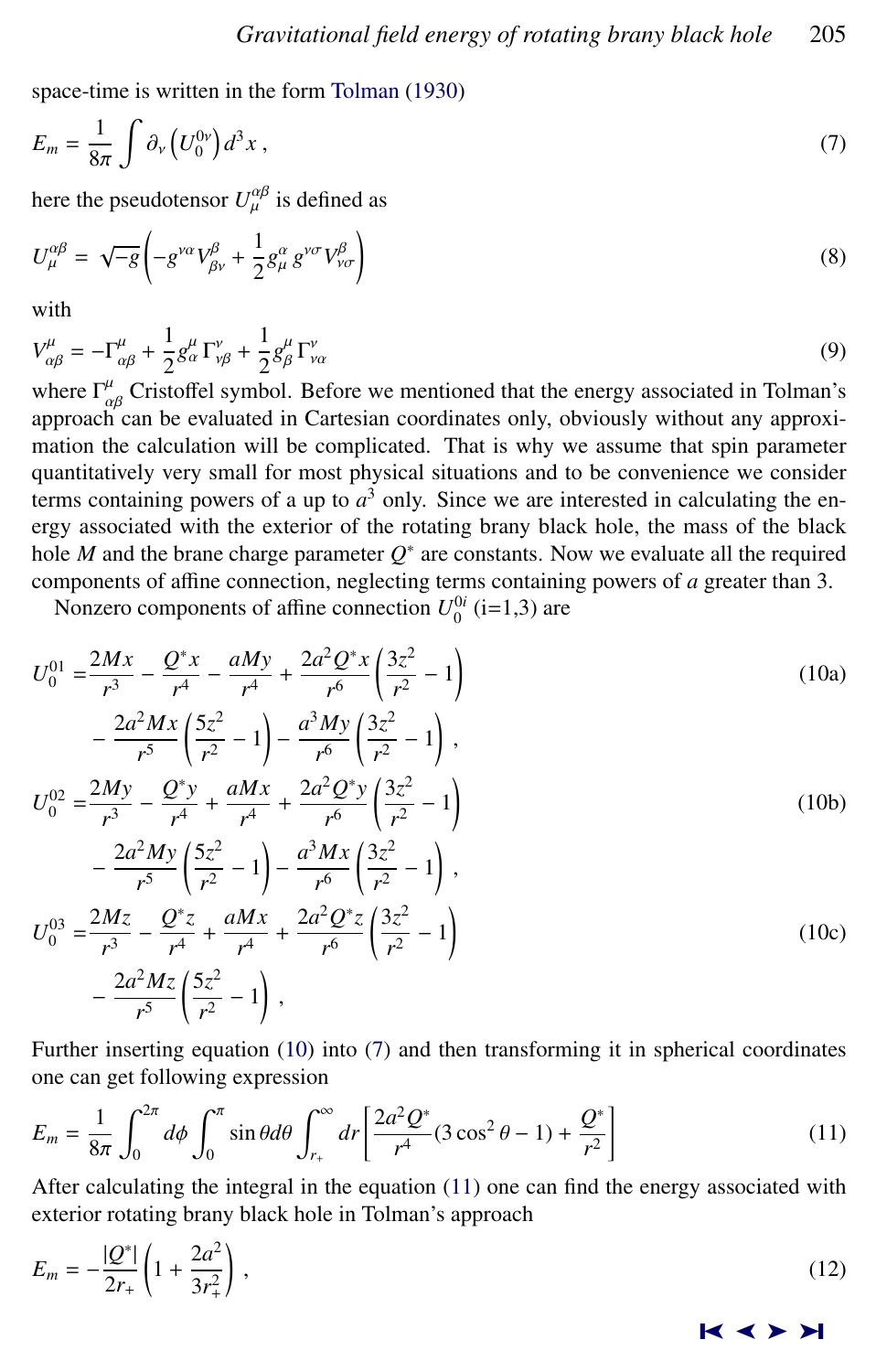space-time is written in the form Tolman (1930)

$$E_m = \frac{1}{8\pi}\int \partial_\nu \left(U_0^{0\nu}\right) d^3x \,, \tag{7}$$

here the pseudotensor $U_\mu^{\alpha\beta}$ is defined as

$$U_\mu^{\alpha\beta} = \sqrt{-g}\left(-g^{\nu\alpha}V_{\beta\nu}^{\beta} + \frac{1}{2}g_\mu^\alpha\, g^{\nu\sigma}V_{\nu\sigma}^{\beta}\right) \tag{8}$$

with

$$V_{\alpha\beta}^{\mu} = -\Gamma_{\alpha\beta}^{\mu} + \frac{1}{2}g_\alpha^\mu\,\Gamma_{\nu\beta}^{\nu} + \frac{1}{2}g_\beta^\mu\,\Gamma_{\nu\alpha}^{\nu} \tag{9}$$

where $\Gamma_{\alpha\beta}^{\mu}$ Cristoffel symbol. Before we mentioned that the energy associated in Tolman's approach can be evaluated in Cartesian coordinates only, obviously without any approximation the calculation will be complicated. That is why we assume that spin parameter quantitatively very small for most physical situations and to be convenience we consider terms containing powers of a up to $a^3$ only. Since we are interested in calculating the energy associated with the exterior of the rotating brany black hole, the mass of the black hole $M$ and the brane charge parameter $Q^*$ are constants. Now we evaluate all the required components of affine connection, neglecting terms containing powers of $a$ greater than 3.

Nonzero components of affine connection $U_0^{0i}$ (i=1,3) are

$$\begin{aligned} U_0^{01} =& \frac{2Mx}{r^3} - \frac{Q^*x}{r^4} - \frac{aMy}{r^4} + \frac{2a^2Q^*x}{r^6}\left(\frac{3z^2}{r^2}-1\right) \\ & - \frac{2a^2Mx}{r^5}\left(\frac{5z^2}{r^2}-1\right) - \frac{a^3My}{r^6}\left(\frac{3z^2}{r^2}-1\right) , \end{aligned} \tag{10a}$$

$$\begin{aligned} U_0^{02} =& \frac{2My}{r^3} - \frac{Q^*y}{r^4} + \frac{aMx}{r^4} + \frac{2a^2Q^*y}{r^6}\left(\frac{3z^2}{r^2}-1\right) \\ & - \frac{2a^2My}{r^5}\left(\frac{5z^2}{r^2}-1\right) - \frac{a^3Mx}{r^6}\left(\frac{3z^2}{r^2}-1\right) , \end{aligned} \tag{10b}$$

$$\begin{aligned} U_0^{03} =& \frac{2Mz}{r^3} - \frac{Q^*z}{r^4} + \frac{aMx}{r^4} + \frac{2a^2Q^*z}{r^6}\left(\frac{3z^2}{r^2}-1\right) \\ & - \frac{2a^2Mz}{r^5}\left(\frac{5z^2}{r^2}-1\right) , \end{aligned} \tag{10c}$$

Further inserting equation (10) into (7) and then transforming it in spherical coordinates one can get following expression

$$E_m = \frac{1}{8\pi}\int_0^{2\pi} d\phi \int_0^{\pi} \sin\theta d\theta \int_{r_+}^{\infty} dr \left[\frac{2a^2Q^*}{r^4}(3\cos^2\theta - 1) + \frac{Q^*}{r^2}\right] \tag{11}$$

After calculating the integral in the equation (11) one can find the energy associated with exterior rotating brany black hole in Tolman's approach

$$E_m = -\frac{|Q^*|}{2r_+}\left(1 + \frac{2a^2}{3r_+^2}\right) , \tag{12}$$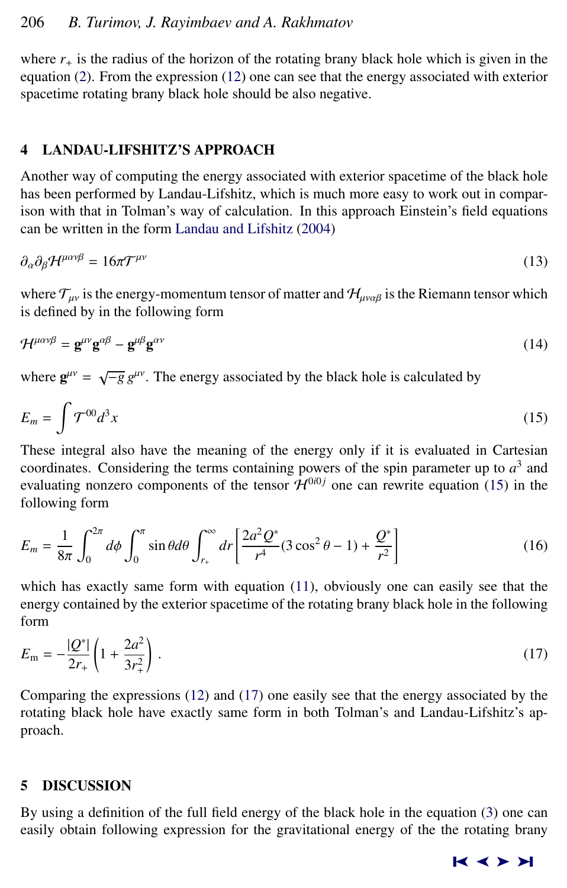where $r_+$ is the radius of the horizon of the rotating brany black hole which is given in the equation (2). From the expression (12) one can see that the energy associated with exterior spacetime rotating brany black hole should be also negative.

## 4 LANDAU-LIFSHITZ'S APPROACH

Another way of computing the energy associated with exterior spacetime of the black hole has been performed by Landau-Lifshitz, which is much more easy to work out in comparison with that in Tolman's way of calculation. In this approach Einstein's field equations can be written in the form Landau and Lifshitz (2004)

$$\partial_\alpha \partial_\beta \mathcal{H}^{\mu\alpha\nu\beta} = 16\pi \mathcal{T}^{\mu\nu} \tag{13}$$

where $\mathcal{T}_{\mu\nu}$ is the energy-momentum tensor of matter and $\mathcal{H}_{\mu\nu\alpha\beta}$ is the Riemann tensor which is defined by in the following form

$$\mathcal{H}^{\mu\alpha\nu\beta} = \mathbf{g}^{\mu\nu}\mathbf{g}^{\alpha\beta} - \mathbf{g}^{\mu\beta}\mathbf{g}^{\alpha\nu} \tag{14}$$

where $\mathbf{g}^{\mu\nu} = \sqrt{-g}\, g^{\mu\nu}$. The energy associated by the black hole is calculated by

$$E_m = \int \mathcal{T}^{00} d^3x \tag{15}$$

These integral also have the meaning of the energy only if it is evaluated in Cartesian coordinates. Considering the terms containing powers of the spin parameter up to $a^3$ and evaluating nonzero components of the tensor $\mathcal{H}^{0i0j}$ one can rewrite equation (15) in the following form

$$E_m = \frac{1}{8\pi} \int_0^{2\pi} d\phi \int_0^{\pi} \sin\theta d\theta \int_{r_+}^{\infty} dr \left[ \frac{2a^2 Q^*}{r^4}(3\cos^2\theta - 1) + \frac{Q^*}{r^2} \right] \tag{16}$$

which has exactly same form with equation (11), obviously one can easily see that the energy contained by the exterior spacetime of the rotating brany black hole in the following form

$$E_\mathrm{m} = -\frac{|Q^*|}{2r_+}\left(1 + \frac{2a^2}{3r_+^2}\right). \tag{17}$$

Comparing the expressions (12) and (17) one easily see that the energy associated by the rotating black hole have exactly same form in both Tolman's and Landau-Lifshitz's approach.

## 5 DISCUSSION

By using a definition of the full field energy of the black hole in the equation (3) one can easily obtain following expression for the gravitational energy of the the rotating brany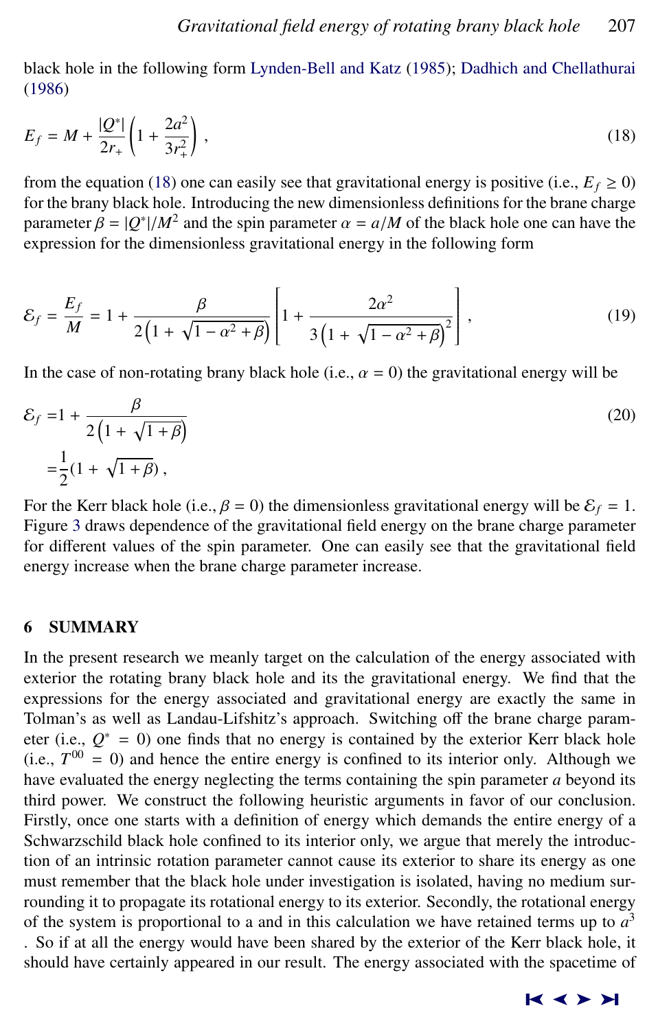black hole in the following form Lynden-Bell and Katz (1985); Dadhich and Chellathurai (1986)

$$E_f = M + \frac{|Q^*|}{2r_+}\left(1 + \frac{2a^2}{3r_+^2}\right) , \tag{18}$$

from the equation (18) one can easily see that gravitational energy is positive (i.e., $E_f \geq 0$) for the brany black hole. Introducing the new dimensionless definitions for the brane charge parameter $\beta = |Q^*|/M^2$ and the spin parameter $\alpha = a/M$ of the black hole one can have the expression for the dimensionless gravitational energy in the following form

$$\mathcal{E}_f = \frac{E_f}{M} = 1 + \frac{\beta}{2\left(1 + \sqrt{1-\alpha^2+\beta}\right)}\left[1 + \frac{2\alpha^2}{3\left(1+\sqrt{1-\alpha^2+\beta}\right)^2}\right] , \tag{19}$$

In the case of non-rotating brany black hole (i.e., $\alpha = 0$) the gravitational energy will be

$$\begin{aligned}\mathcal{E}_f =& 1 + \frac{\beta}{2\left(1+\sqrt{1+\beta}\right)} \\ =& \frac{1}{2}(1+\sqrt{1+\beta}) ,\end{aligned} \tag{20}$$

For the Kerr black hole (i.e., $\beta = 0$) the dimensionless gravitational energy will be $\mathcal{E}_f = 1$. Figure 3 draws dependence of the gravitational field energy on the brane charge parameter for different values of the spin parameter. One can easily see that the gravitational field energy increase when the brane charge parameter increase.

## 6 SUMMARY

In the present research we meanly target on the calculation of the energy associated with exterior the rotating brany black hole and its the gravitational energy. We find that the expressions for the energy associated and gravitational energy are exactly the same in Tolman's as well as Landau-Lifshitz's approach. Switching off the brane charge parameter (i.e., $Q^* = 0$) one finds that no energy is contained by the exterior Kerr black hole (i.e., $T^{00} = 0$) and hence the entire energy is confined to its interior only. Although we have evaluated the energy neglecting the terms containing the spin parameter $a$ beyond its third power. We construct the following heuristic arguments in favor of our conclusion. Firstly, once one starts with a definition of energy which demands the entire energy of a Schwarzschild black hole confined to its interior only, we argue that merely the introduction of an intrinsic rotation parameter cannot cause its exterior to share its energy as one must remember that the black hole under investigation is isolated, having no medium surrounding it to propagate its rotational energy to its exterior. Secondly, the rotational energy of the system is proportional to a and in this calculation we have retained terms up to $a^3$. So if at all the energy would have been shared by the exterior of the Kerr black hole, it should have certainly appeared in our result. The energy associated with the spacetime of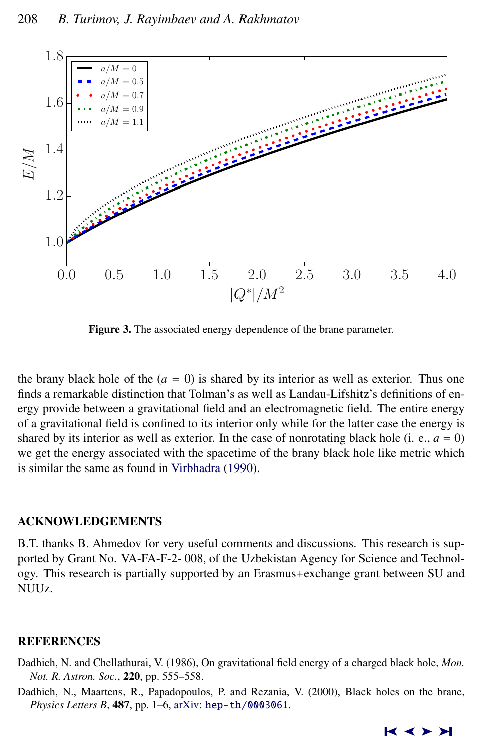Figure 3. The associated energy dependence of the brane parameter.

the brany black hole of the ($a = 0$) is shared by its interior as well as exterior. Thus one finds a remarkable distinction that Tolman's as well as Landau-Lifshitz's definitions of energy provide between a gravitational field and an electromagnetic field. The entire energy of a gravitational field is confined to its interior only while for the latter case the energy is shared by its interior as well as exterior. In the case of nonrotating black hole (i. e., $a = 0$) we get the energy associated with the spacetime of the brany black hole like metric which is similar the same as found in Virbhadra (1990).

## ACKNOWLEDGEMENTS

B.T. thanks B. Ahmedov for very useful comments and discussions. This research is supported by Grant No. VA-FA-F-2- 008, of the Uzbekistan Agency for Science and Technology. This research is partially supported by an Erasmus+exchange grant between SU and NUUz.

## REFERENCES

Dadhich, N. and Chellathurai, V. (1986), On gravitational field energy of a charged black hole, *Mon. Not. R. Astron. Soc.*, **220**, pp. 555–558.

Dadhich, N., Maartens, R., Papadopoulos, P. and Rezania, V. (2000), Black holes on the brane, *Physics Letters B*, **487**, pp. 1–6, arXiv: hep-th/0003061.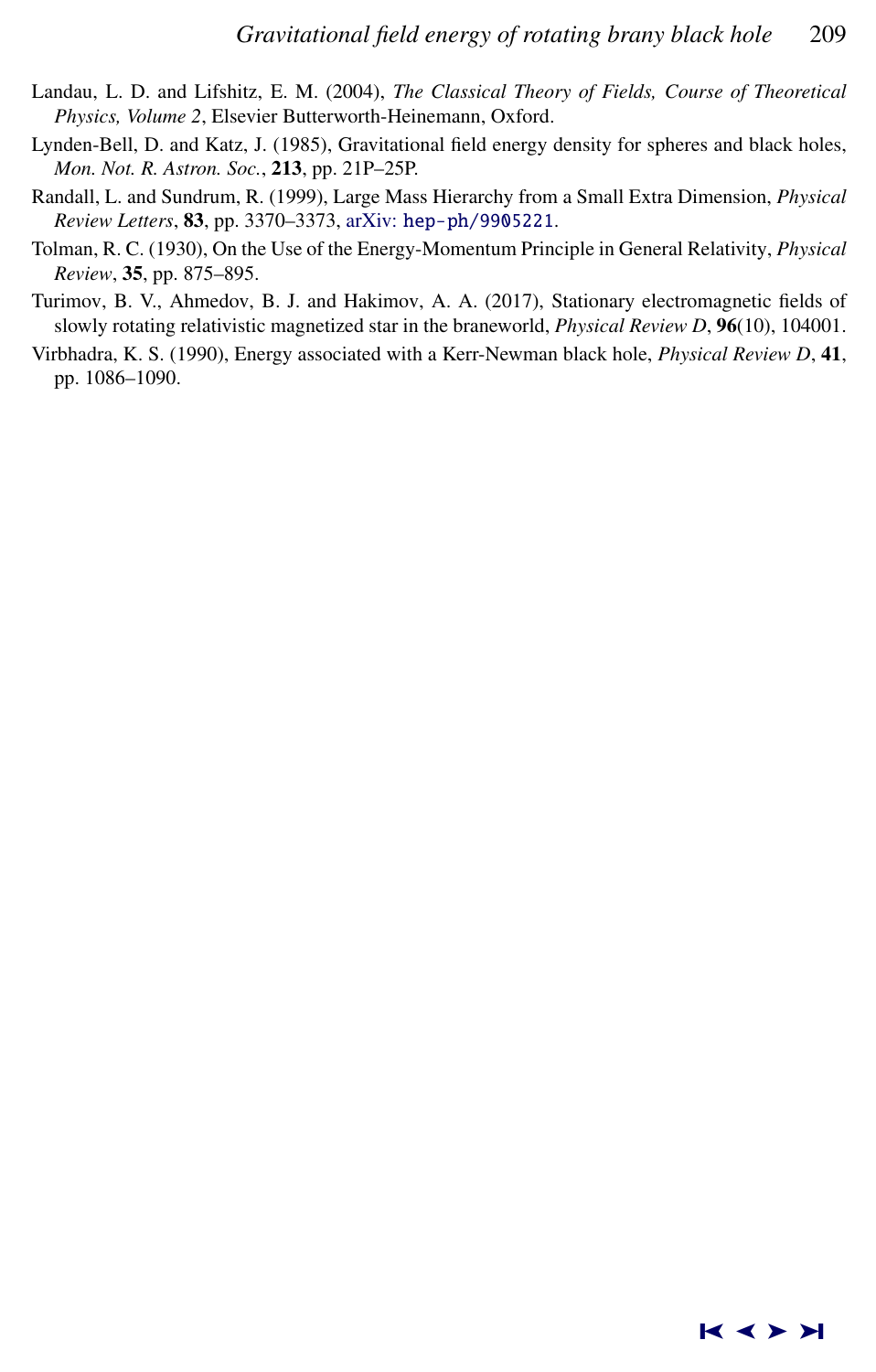Landau, L. D. and Lifshitz, E. M. (2004), *The Classical Theory of Fields, Course of Theoretical Physics, Volume 2*, Elsevier Butterworth-Heinemann, Oxford.

Lynden-Bell, D. and Katz, J. (1985), Gravitational field energy density for spheres and black holes, *Mon. Not. R. Astron. Soc.*, **213**, pp. 21P–25P.

Randall, L. and Sundrum, R. (1999), Large Mass Hierarchy from a Small Extra Dimension, *Physical Review Letters*, **83**, pp. 3370–3373, arXiv: hep-ph/9905221.

Tolman, R. C. (1930), On the Use of the Energy-Momentum Principle in General Relativity, *Physical Review*, **35**, pp. 875–895.

Turimov, B. V., Ahmedov, B. J. and Hakimov, A. A. (2017), Stationary electromagnetic fields of slowly rotating relativistic magnetized star in the braneworld, *Physical Review D*, **96**(10), 104001.

Virbhadra, K. S. (1990), Energy associated with a Kerr-Newman black hole, *Physical Review D*, **41**, pp. 1086–1090.